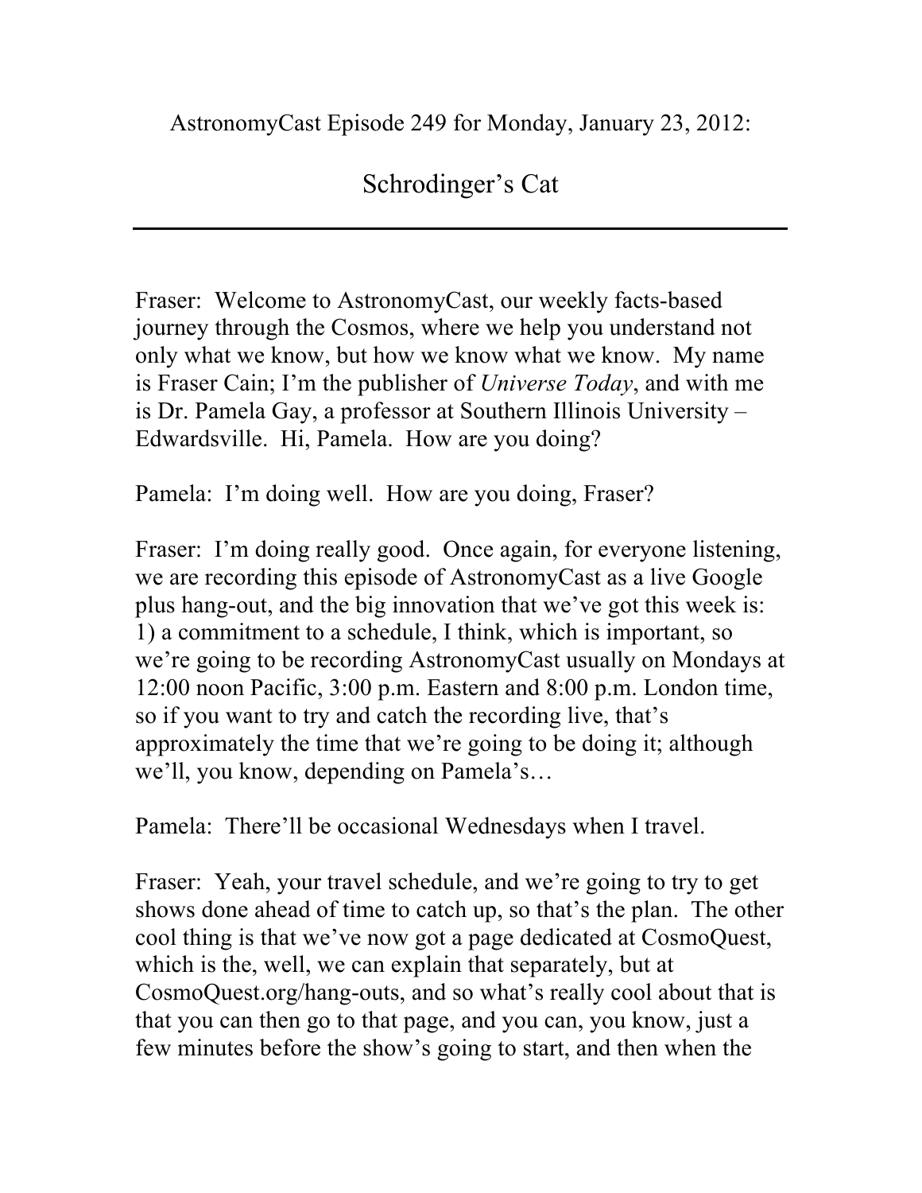AstronomyCast Episode 249 for Monday, January 23, 2012:

# Schrodinger's Cat

---

Fraser: Welcome to AstronomyCast, our weekly facts-based journey through the Cosmos, where we help you understand not only what we know, but how we know what we know. My name is Fraser Cain; I'm the publisher of *Universe Today*, and with me is Dr. Pamela Gay, a professor at Southern Illinois University – Edwardsville. Hi, Pamela. How are you doing?

Pamela: I'm doing well. How are you doing, Fraser?

Fraser: I'm doing really good. Once again, for everyone listening, we are recording this episode of AstronomyCast as a live Google plus hang-out, and the big innovation that we've got this week is: 1) a commitment to a schedule, I think, which is important, so we're going to be recording AstronomyCast usually on Mondays at 12:00 noon Pacific, 3:00 p.m. Eastern and 8:00 p.m. London time, so if you want to try and catch the recording live, that's approximately the time that we're going to be doing it; although we'll, you know, depending on Pamela's…

Pamela: There'll be occasional Wednesdays when I travel.

Fraser: Yeah, your travel schedule, and we're going to try to get shows done ahead of time to catch up, so that's the plan. The other cool thing is that we've now got a page dedicated at CosmoQuest, which is the, well, we can explain that separately, but at CosmoQuest.org/hang-outs, and so what's really cool about that is that you can then go to that page, and you can, you know, just a few minutes before the show's going to start, and then when the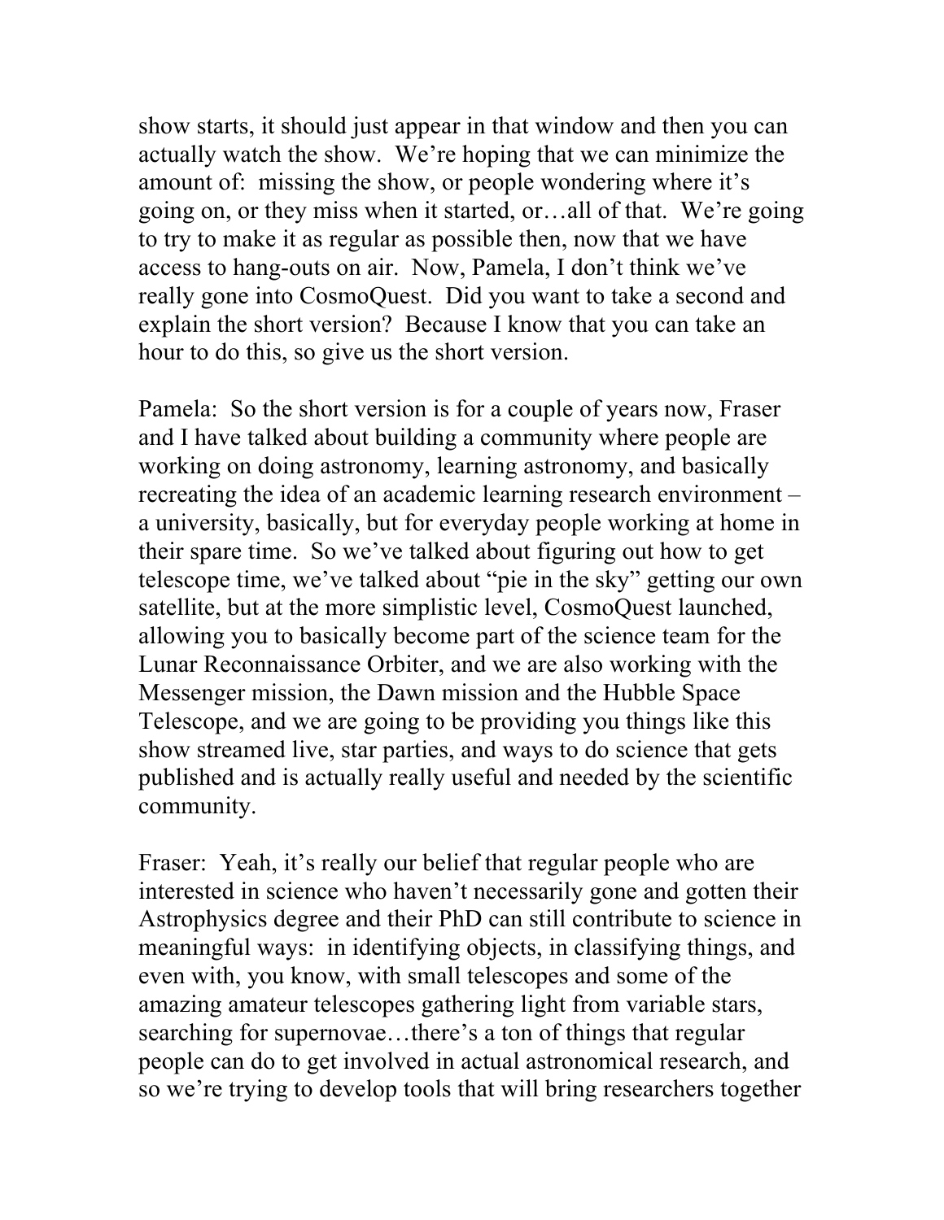show starts, it should just appear in that window and then you can actually watch the show. We're hoping that we can minimize the amount of: missing the show, or people wondering where it's going on, or they miss when it started, or…all of that. We're going to try to make it as regular as possible then, now that we have access to hang-outs on air. Now, Pamela, I don't think we've really gone into CosmoQuest. Did you want to take a second and explain the short version? Because I know that you can take an hour to do this, so give us the short version.

Pamela: So the short version is for a couple of years now, Fraser and I have talked about building a community where people are working on doing astronomy, learning astronomy, and basically recreating the idea of an academic learning research environment – a university, basically, but for everyday people working at home in their spare time. So we've talked about figuring out how to get telescope time, we've talked about "pie in the sky" getting our own satellite, but at the more simplistic level, CosmoQuest launched, allowing you to basically become part of the science team for the Lunar Reconnaissance Orbiter, and we are also working with the Messenger mission, the Dawn mission and the Hubble Space Telescope, and we are going to be providing you things like this show streamed live, star parties, and ways to do science that gets published and is actually really useful and needed by the scientific community.

Fraser: Yeah, it's really our belief that regular people who are interested in science who haven't necessarily gone and gotten their Astrophysics degree and their PhD can still contribute to science in meaningful ways: in identifying objects, in classifying things, and even with, you know, with small telescopes and some of the amazing amateur telescopes gathering light from variable stars, searching for supernovae…there's a ton of things that regular people can do to get involved in actual astronomical research, and so we're trying to develop tools that will bring researchers together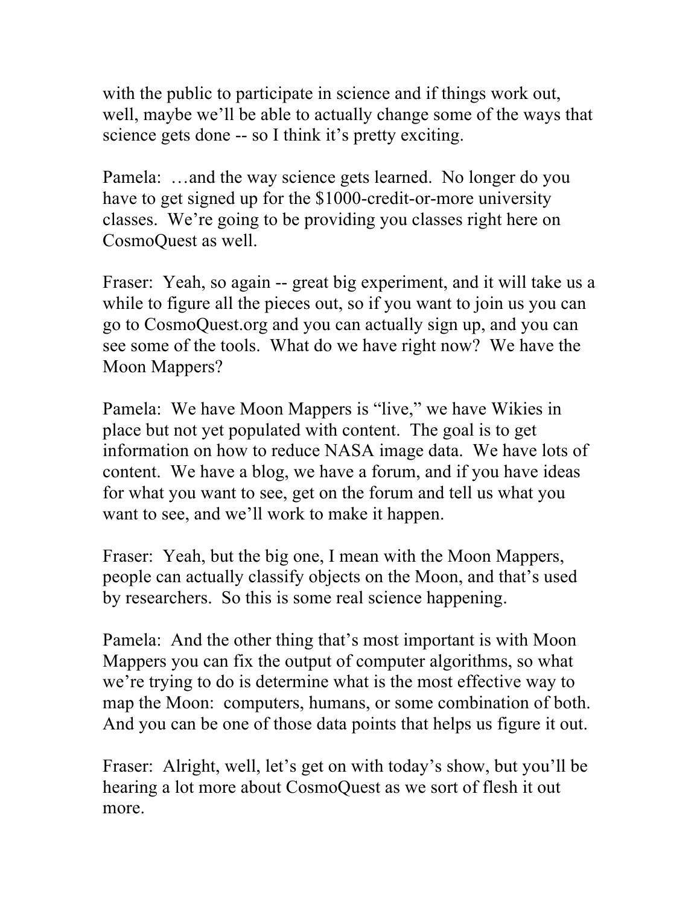with the public to participate in science and if things work out, well, maybe we'll be able to actually change some of the ways that science gets done -- so I think it's pretty exciting.

Pamela: …and the way science gets learned. No longer do you have to get signed up for the $1000-credit-or-more university classes. We're going to be providing you classes right here on CosmoQuest as well.

Fraser: Yeah, so again -- great big experiment, and it will take us a while to figure all the pieces out, so if you want to join us you can go to CosmoQuest.org and you can actually sign up, and you can see some of the tools. What do we have right now? We have the Moon Mappers?

Pamela: We have Moon Mappers is "live," we have Wikies in place but not yet populated with content. The goal is to get information on how to reduce NASA image data. We have lots of content. We have a blog, we have a forum, and if you have ideas for what you want to see, get on the forum and tell us what you want to see, and we'll work to make it happen.

Fraser: Yeah, but the big one, I mean with the Moon Mappers, people can actually classify objects on the Moon, and that's used by researchers. So this is some real science happening.

Pamela: And the other thing that's most important is with Moon Mappers you can fix the output of computer algorithms, so what we're trying to do is determine what is the most effective way to map the Moon: computers, humans, or some combination of both. And you can be one of those data points that helps us figure it out.

Fraser: Alright, well, let's get on with today's show, but you'll be hearing a lot more about CosmoQuest as we sort of flesh it out more.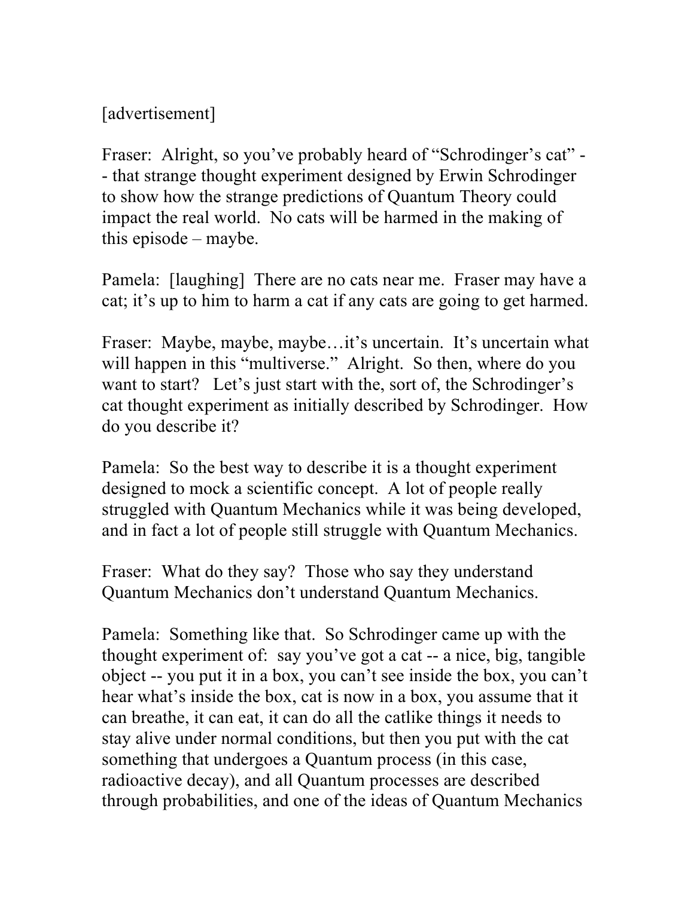[advertisement]

Fraser: Alright, so you've probably heard of "Schrodinger's cat" -- that strange thought experiment designed by Erwin Schrodinger to show how the strange predictions of Quantum Theory could impact the real world. No cats will be harmed in the making of this episode – maybe.

Pamela: [laughing] There are no cats near me. Fraser may have a cat; it's up to him to harm a cat if any cats are going to get harmed.

Fraser: Maybe, maybe, maybe…it's uncertain. It's uncertain what will happen in this "multiverse." Alright. So then, where do you want to start? Let's just start with the, sort of, the Schrodinger's cat thought experiment as initially described by Schrodinger. How do you describe it?

Pamela: So the best way to describe it is a thought experiment designed to mock a scientific concept. A lot of people really struggled with Quantum Mechanics while it was being developed, and in fact a lot of people still struggle with Quantum Mechanics.

Fraser: What do they say? Those who say they understand Quantum Mechanics don't understand Quantum Mechanics.

Pamela: Something like that. So Schrodinger came up with the thought experiment of: say you've got a cat -- a nice, big, tangible object -- you put it in a box, you can't see inside the box, you can't hear what's inside the box, cat is now in a box, you assume that it can breathe, it can eat, it can do all the catlike things it needs to stay alive under normal conditions, but then you put with the cat something that undergoes a Quantum process (in this case, radioactive decay), and all Quantum processes are described through probabilities, and one of the ideas of Quantum Mechanics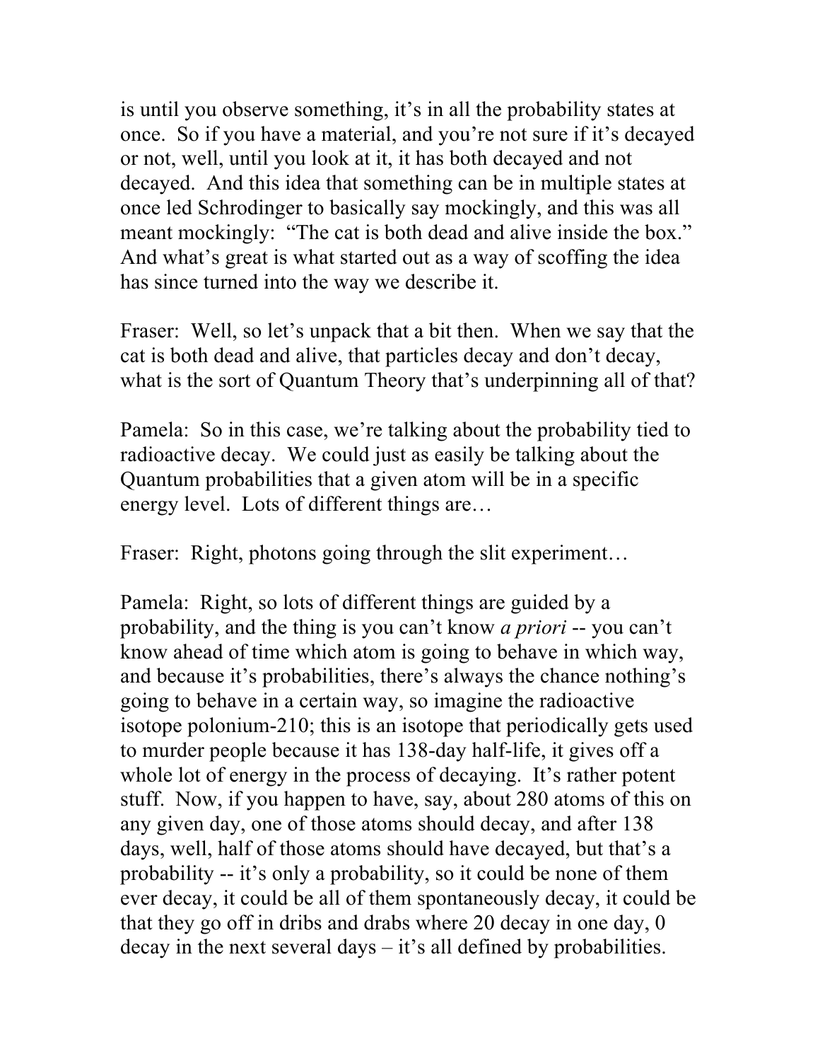is until you observe something, it's in all the probability states at once. So if you have a material, and you're not sure if it's decayed or not, well, until you look at it, it has both decayed and not decayed. And this idea that something can be in multiple states at once led Schrodinger to basically say mockingly, and this was all meant mockingly: "The cat is both dead and alive inside the box." And what's great is what started out as a way of scoffing the idea has since turned into the way we describe it.

Fraser: Well, so let's unpack that a bit then. When we say that the cat is both dead and alive, that particles decay and don't decay, what is the sort of Quantum Theory that's underpinning all of that?

Pamela: So in this case, we're talking about the probability tied to radioactive decay. We could just as easily be talking about the Quantum probabilities that a given atom will be in a specific energy level. Lots of different things are…

Fraser: Right, photons going through the slit experiment…

Pamela: Right, so lots of different things are guided by a probability, and the thing is you can't know *a priori* -- you can't know ahead of time which atom is going to behave in which way, and because it's probabilities, there's always the chance nothing's going to behave in a certain way, so imagine the radioactive isotope polonium-210; this is an isotope that periodically gets used to murder people because it has 138-day half-life, it gives off a whole lot of energy in the process of decaying. It's rather potent stuff. Now, if you happen to have, say, about 280 atoms of this on any given day, one of those atoms should decay, and after 138 days, well, half of those atoms should have decayed, but that's a probability -- it's only a probability, so it could be none of them ever decay, it could be all of them spontaneously decay, it could be that they go off in dribs and drabs where 20 decay in one day, 0 decay in the next several days – it's all defined by probabilities.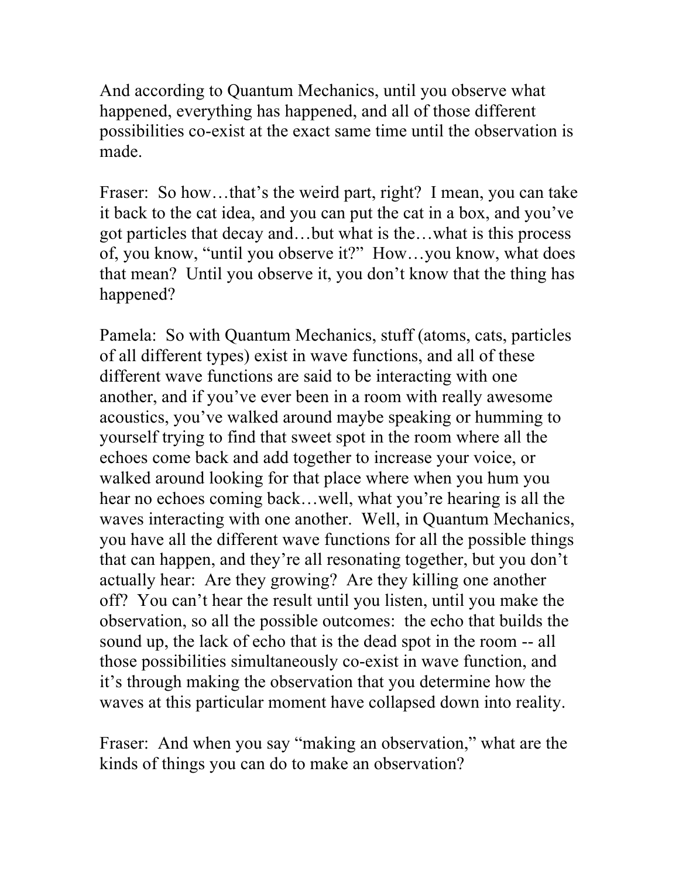And according to Quantum Mechanics, until you observe what happened, everything has happened, and all of those different possibilities co-exist at the exact same time until the observation is made.

Fraser: So how…that's the weird part, right? I mean, you can take it back to the cat idea, and you can put the cat in a box, and you've got particles that decay and…but what is the…what is this process of, you know, "until you observe it?" How…you know, what does that mean? Until you observe it, you don't know that the thing has happened?

Pamela: So with Quantum Mechanics, stuff (atoms, cats, particles of all different types) exist in wave functions, and all of these different wave functions are said to be interacting with one another, and if you've ever been in a room with really awesome acoustics, you've walked around maybe speaking or humming to yourself trying to find that sweet spot in the room where all the echoes come back and add together to increase your voice, or walked around looking for that place where when you hum you hear no echoes coming back…well, what you're hearing is all the waves interacting with one another. Well, in Quantum Mechanics, you have all the different wave functions for all the possible things that can happen, and they're all resonating together, but you don't actually hear: Are they growing? Are they killing one another off? You can't hear the result until you listen, until you make the observation, so all the possible outcomes: the echo that builds the sound up, the lack of echo that is the dead spot in the room -- all those possibilities simultaneously co-exist in wave function, and it's through making the observation that you determine how the waves at this particular moment have collapsed down into reality.

Fraser: And when you say "making an observation," what are the kinds of things you can do to make an observation?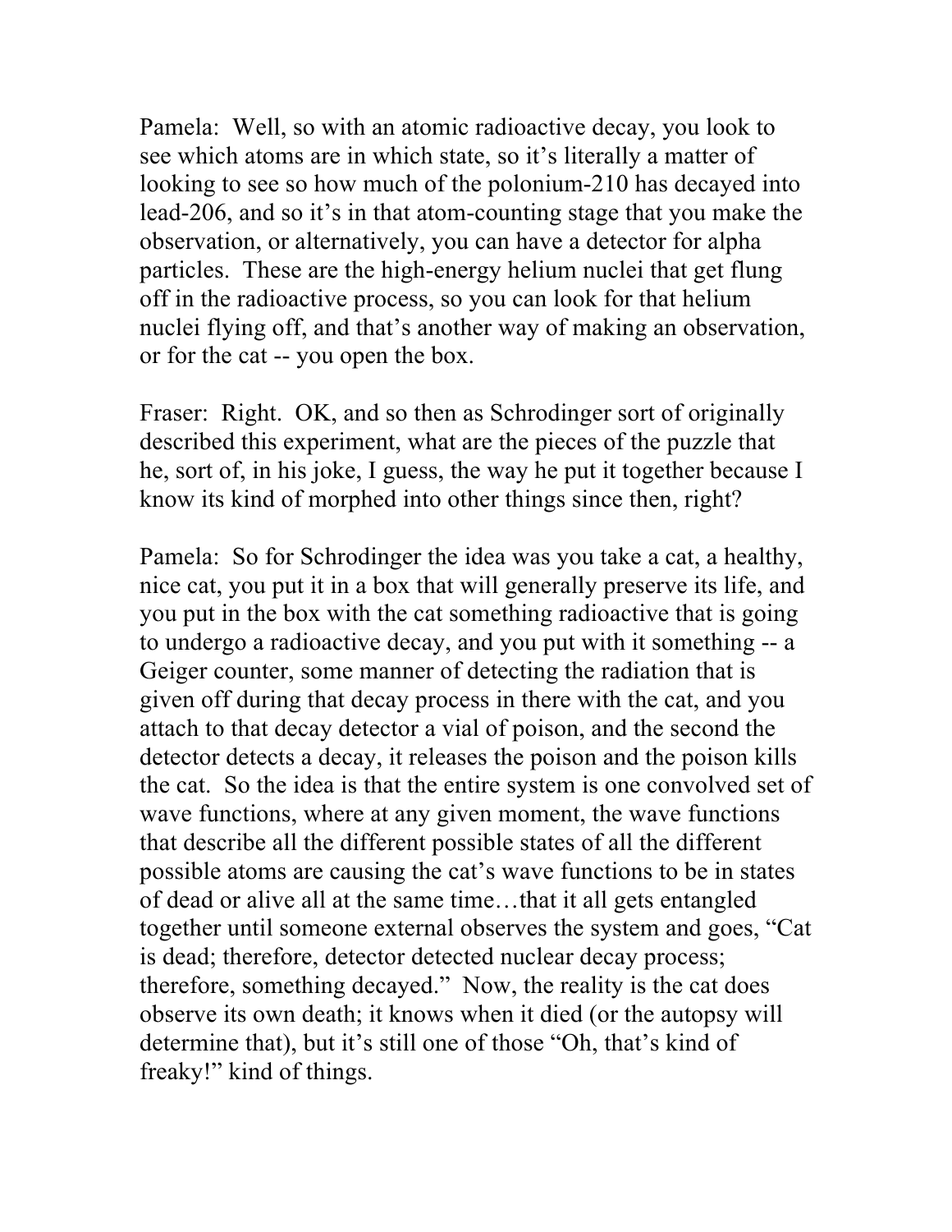Pamela: Well, so with an atomic radioactive decay, you look to see which atoms are in which state, so it's literally a matter of looking to see so how much of the polonium-210 has decayed into lead-206, and so it's in that atom-counting stage that you make the observation, or alternatively, you can have a detector for alpha particles. These are the high-energy helium nuclei that get flung off in the radioactive process, so you can look for that helium nuclei flying off, and that's another way of making an observation, or for the cat -- you open the box.

Fraser: Right. OK, and so then as Schrodinger sort of originally described this experiment, what are the pieces of the puzzle that he, sort of, in his joke, I guess, the way he put it together because I know its kind of morphed into other things since then, right?

Pamela: So for Schrodinger the idea was you take a cat, a healthy, nice cat, you put it in a box that will generally preserve its life, and you put in the box with the cat something radioactive that is going to undergo a radioactive decay, and you put with it something -- a Geiger counter, some manner of detecting the radiation that is given off during that decay process in there with the cat, and you attach to that decay detector a vial of poison, and the second the detector detects a decay, it releases the poison and the poison kills the cat. So the idea is that the entire system is one convolved set of wave functions, where at any given moment, the wave functions that describe all the different possible states of all the different possible atoms are causing the cat's wave functions to be in states of dead or alive all at the same time…that it all gets entangled together until someone external observes the system and goes, "Cat is dead; therefore, detector detected nuclear decay process; therefore, something decayed." Now, the reality is the cat does observe its own death; it knows when it died (or the autopsy will determine that), but it's still one of those "Oh, that's kind of freaky!" kind of things.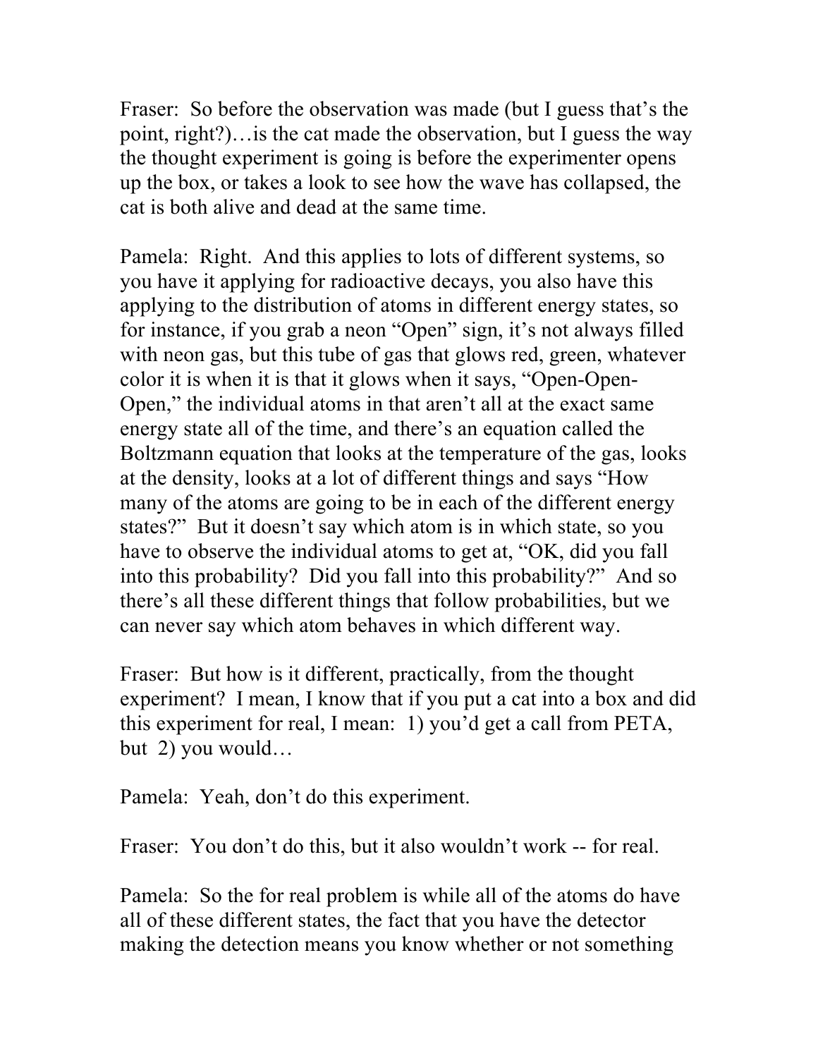Fraser: So before the observation was made (but I guess that's the point, right?)…is the cat made the observation, but I guess the way the thought experiment is going is before the experimenter opens up the box, or takes a look to see how the wave has collapsed, the cat is both alive and dead at the same time.

Pamela: Right. And this applies to lots of different systems, so you have it applying for radioactive decays, you also have this applying to the distribution of atoms in different energy states, so for instance, if you grab a neon "Open" sign, it's not always filled with neon gas, but this tube of gas that glows red, green, whatever color it is when it is that it glows when it says, "Open-Open-Open," the individual atoms in that aren't all at the exact same energy state all of the time, and there's an equation called the Boltzmann equation that looks at the temperature of the gas, looks at the density, looks at a lot of different things and says "How many of the atoms are going to be in each of the different energy states?" But it doesn't say which atom is in which state, so you have to observe the individual atoms to get at, "OK, did you fall into this probability? Did you fall into this probability?" And so there's all these different things that follow probabilities, but we can never say which atom behaves in which different way.

Fraser: But how is it different, practically, from the thought experiment? I mean, I know that if you put a cat into a box and did this experiment for real, I mean: 1) you'd get a call from PETA, but 2) you would…

Pamela: Yeah, don't do this experiment.

Fraser: You don't do this, but it also wouldn't work -- for real.

Pamela: So the for real problem is while all of the atoms do have all of these different states, the fact that you have the detector making the detection means you know whether or not something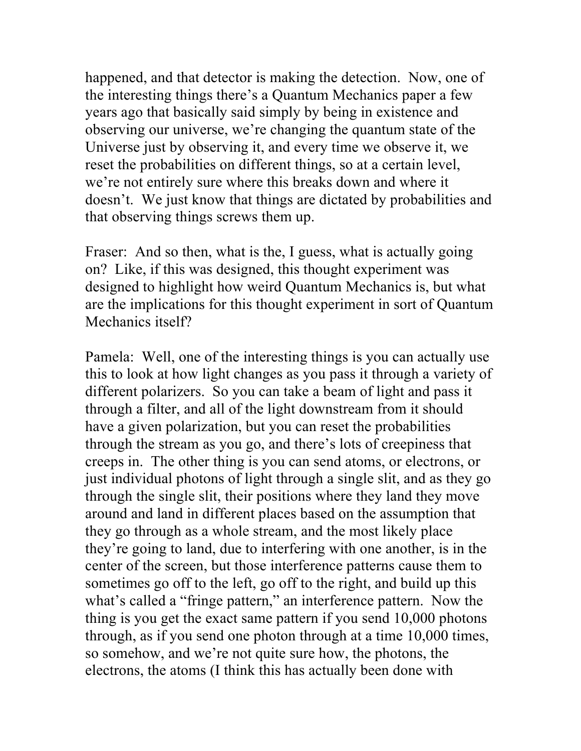happened, and that detector is making the detection. Now, one of the interesting things there's a Quantum Mechanics paper a few years ago that basically said simply by being in existence and observing our universe, we're changing the quantum state of the Universe just by observing it, and every time we observe it, we reset the probabilities on different things, so at a certain level, we're not entirely sure where this breaks down and where it doesn't. We just know that things are dictated by probabilities and that observing things screws them up.

Fraser: And so then, what is the, I guess, what is actually going on? Like, if this was designed, this thought experiment was designed to highlight how weird Quantum Mechanics is, but what are the implications for this thought experiment in sort of Quantum Mechanics itself?

Pamela: Well, one of the interesting things is you can actually use this to look at how light changes as you pass it through a variety of different polarizers. So you can take a beam of light and pass it through a filter, and all of the light downstream from it should have a given polarization, but you can reset the probabilities through the stream as you go, and there's lots of creepiness that creeps in. The other thing is you can send atoms, or electrons, or just individual photons of light through a single slit, and as they go through the single slit, their positions where they land they move around and land in different places based on the assumption that they go through as a whole stream, and the most likely place they're going to land, due to interfering with one another, is in the center of the screen, but those interference patterns cause them to sometimes go off to the left, go off to the right, and build up this what's called a "fringe pattern," an interference pattern. Now the thing is you get the exact same pattern if you send 10,000 photons through, as if you send one photon through at a time 10,000 times, so somehow, and we're not quite sure how, the photons, the electrons, the atoms (I think this has actually been done with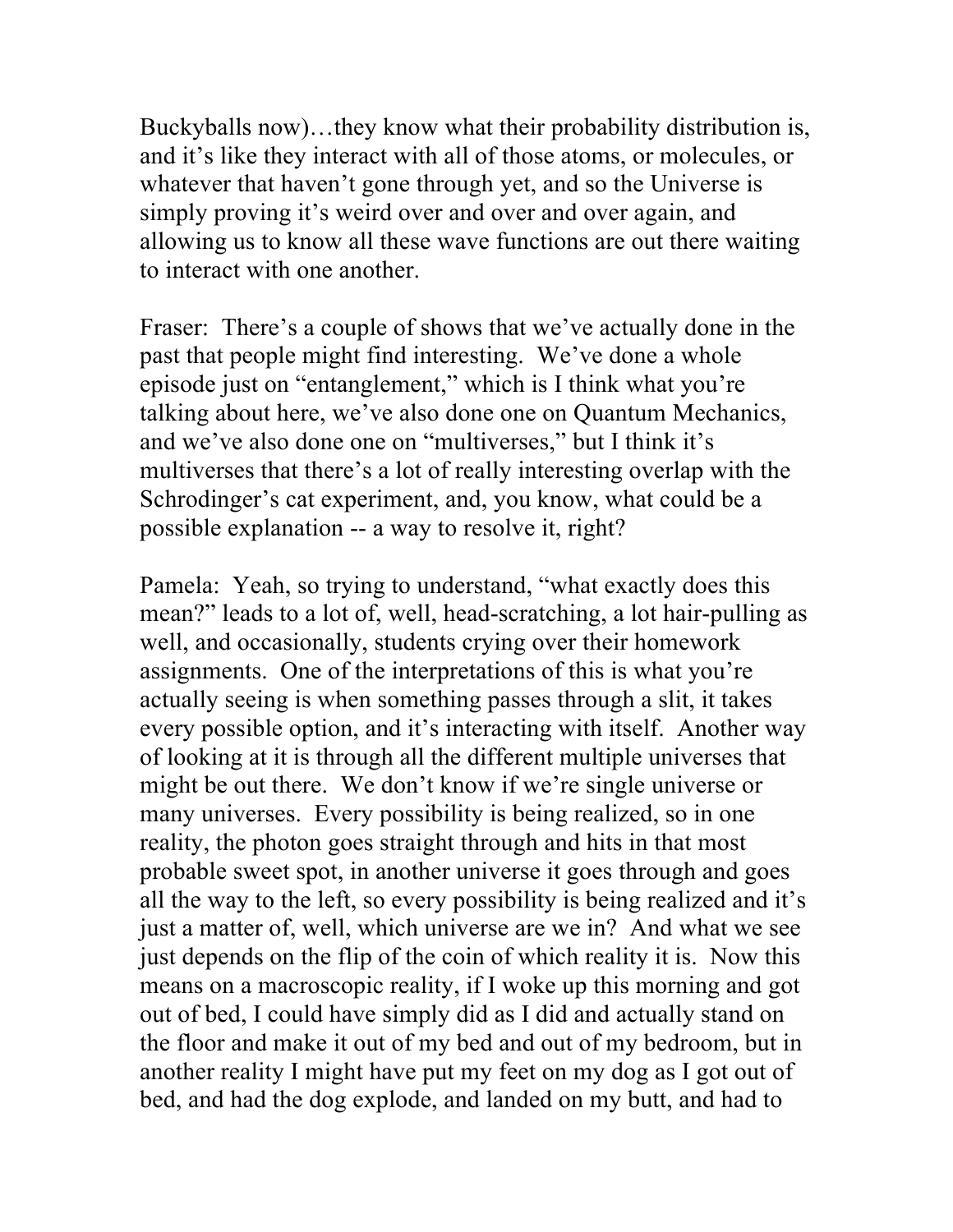Buckyballs now)…they know what their probability distribution is, and it's like they interact with all of those atoms, or molecules, or whatever that haven't gone through yet, and so the Universe is simply proving it's weird over and over and over again, and allowing us to know all these wave functions are out there waiting to interact with one another.

Fraser: There's a couple of shows that we've actually done in the past that people might find interesting. We've done a whole episode just on "entanglement," which is I think what you're talking about here, we've also done one on Quantum Mechanics, and we've also done one on "multiverses," but I think it's multiverses that there's a lot of really interesting overlap with the Schrodinger's cat experiment, and, you know, what could be a possible explanation -- a way to resolve it, right?

Pamela: Yeah, so trying to understand, "what exactly does this mean?" leads to a lot of, well, head-scratching, a lot hair-pulling as well, and occasionally, students crying over their homework assignments. One of the interpretations of this is what you're actually seeing is when something passes through a slit, it takes every possible option, and it's interacting with itself. Another way of looking at it is through all the different multiple universes that might be out there. We don't know if we're single universe or many universes. Every possibility is being realized, so in one reality, the photon goes straight through and hits in that most probable sweet spot, in another universe it goes through and goes all the way to the left, so every possibility is being realized and it's just a matter of, well, which universe are we in? And what we see just depends on the flip of the coin of which reality it is. Now this means on a macroscopic reality, if I woke up this morning and got out of bed, I could have simply did as I did and actually stand on the floor and make it out of my bed and out of my bedroom, but in another reality I might have put my feet on my dog as I got out of bed, and had the dog explode, and landed on my butt, and had to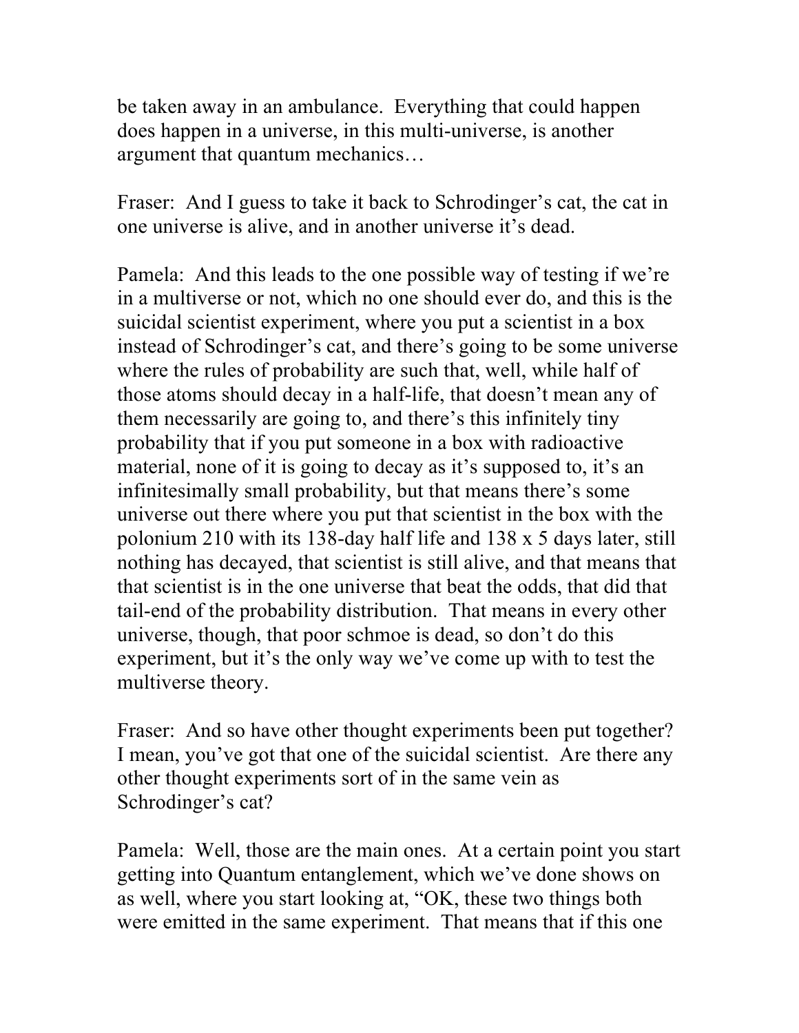be taken away in an ambulance. Everything that could happen does happen in a universe, in this multi-universe, is another argument that quantum mechanics…

Fraser: And I guess to take it back to Schrodinger's cat, the cat in one universe is alive, and in another universe it's dead.

Pamela: And this leads to the one possible way of testing if we're in a multiverse or not, which no one should ever do, and this is the suicidal scientist experiment, where you put a scientist in a box instead of Schrodinger's cat, and there's going to be some universe where the rules of probability are such that, well, while half of those atoms should decay in a half-life, that doesn't mean any of them necessarily are going to, and there's this infinitely tiny probability that if you put someone in a box with radioactive material, none of it is going to decay as it's supposed to, it's an infinitesimally small probability, but that means there's some universe out there where you put that scientist in the box with the polonium 210 with its 138-day half life and 138 x 5 days later, still nothing has decayed, that scientist is still alive, and that means that that scientist is in the one universe that beat the odds, that did that tail-end of the probability distribution. That means in every other universe, though, that poor schmoe is dead, so don't do this experiment, but it's the only way we've come up with to test the multiverse theory.

Fraser: And so have other thought experiments been put together? I mean, you've got that one of the suicidal scientist. Are there any other thought experiments sort of in the same vein as Schrodinger's cat?

Pamela: Well, those are the main ones. At a certain point you start getting into Quantum entanglement, which we've done shows on as well, where you start looking at, "OK, these two things both were emitted in the same experiment. That means that if this one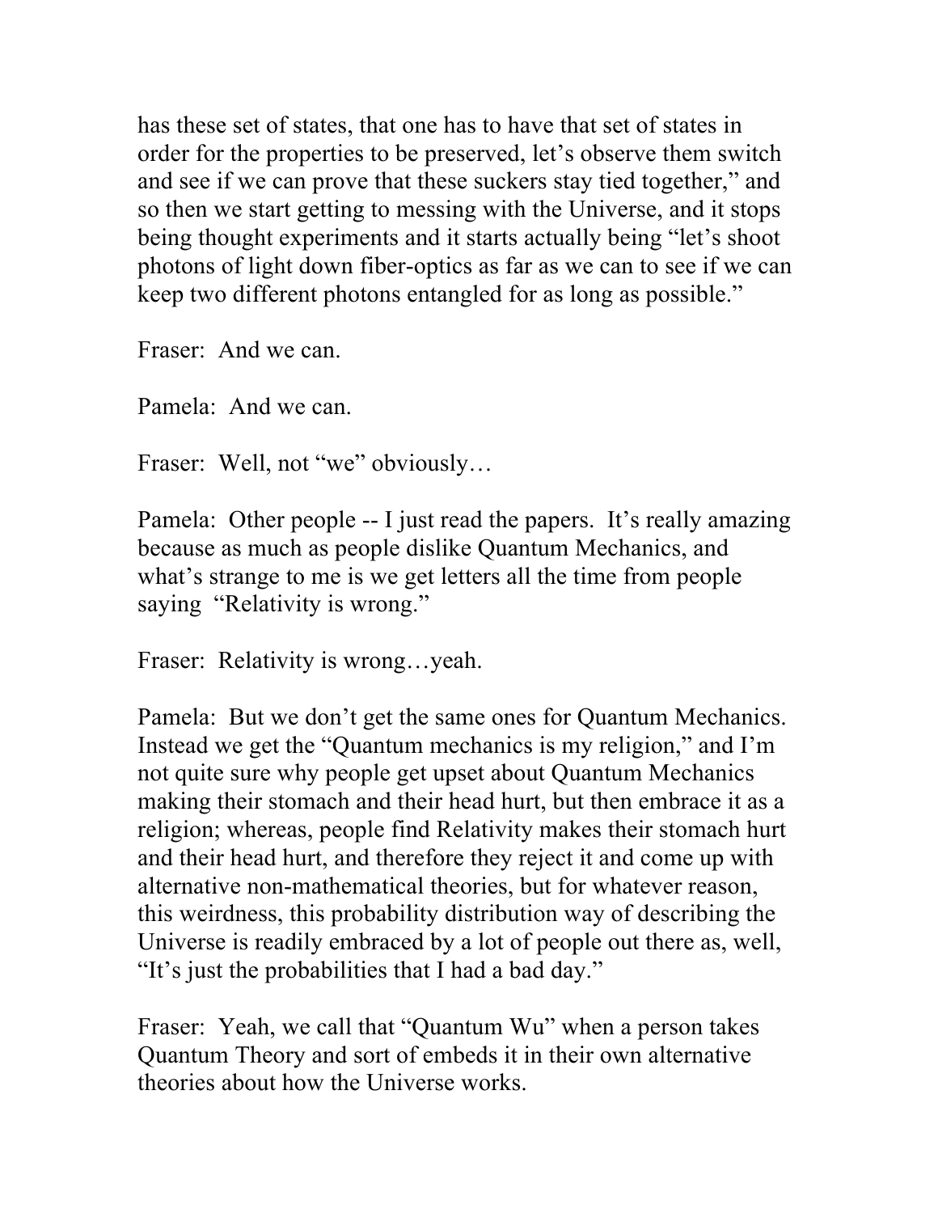has these set of states, that one has to have that set of states in order for the properties to be preserved, let's observe them switch and see if we can prove that these suckers stay tied together," and so then we start getting to messing with the Universe, and it stops being thought experiments and it starts actually being "let's shoot photons of light down fiber-optics as far as we can to see if we can keep two different photons entangled for as long as possible."

Fraser: And we can.

Pamela: And we can.

Fraser: Well, not "we" obviously…

Pamela: Other people -- I just read the papers. It's really amazing because as much as people dislike Quantum Mechanics, and what's strange to me is we get letters all the time from people saying "Relativity is wrong."

Fraser: Relativity is wrong…yeah.

Pamela: But we don't get the same ones for Quantum Mechanics. Instead we get the "Quantum mechanics is my religion," and I'm not quite sure why people get upset about Quantum Mechanics making their stomach and their head hurt, but then embrace it as a religion; whereas, people find Relativity makes their stomach hurt and their head hurt, and therefore they reject it and come up with alternative non-mathematical theories, but for whatever reason, this weirdness, this probability distribution way of describing the Universe is readily embraced by a lot of people out there as, well, "It's just the probabilities that I had a bad day."

Fraser: Yeah, we call that "Quantum Wu" when a person takes Quantum Theory and sort of embeds it in their own alternative theories about how the Universe works.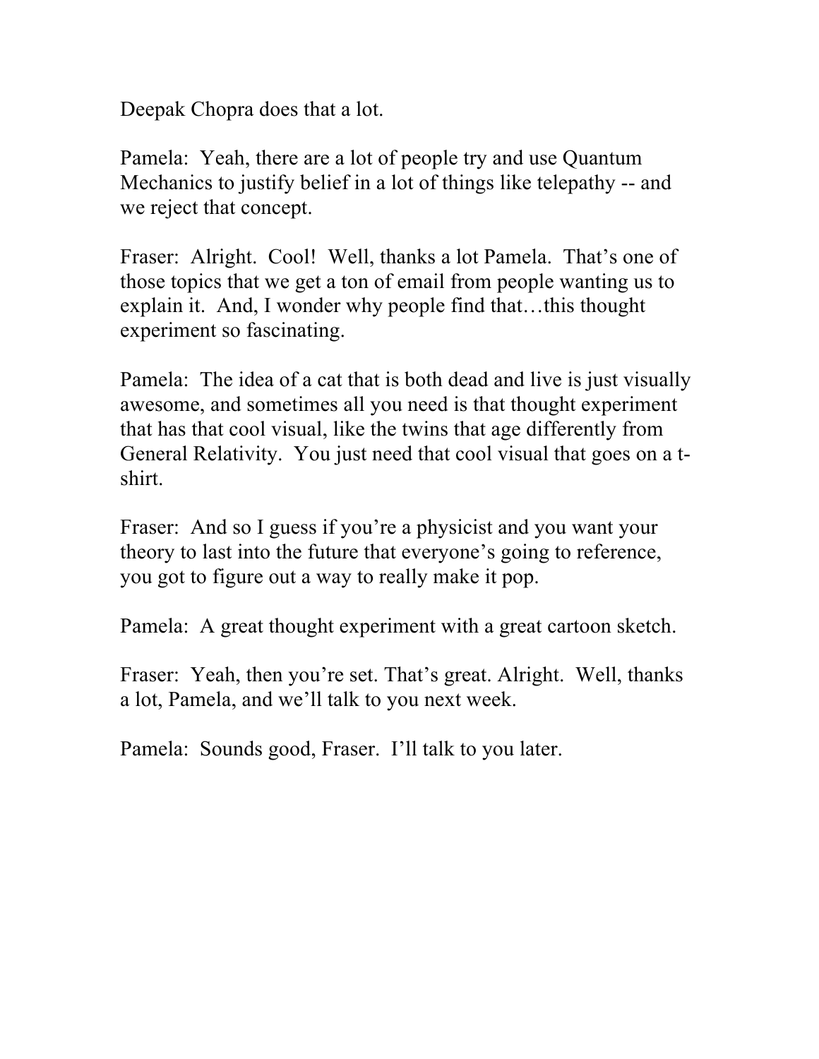Deepak Chopra does that a lot.

Pamela: Yeah, there are a lot of people try and use Quantum Mechanics to justify belief in a lot of things like telepathy -- and we reject that concept.

Fraser: Alright. Cool! Well, thanks a lot Pamela. That's one of those topics that we get a ton of email from people wanting us to explain it. And, I wonder why people find that…this thought experiment so fascinating.

Pamela: The idea of a cat that is both dead and live is just visually awesome, and sometimes all you need is that thought experiment that has that cool visual, like the twins that age differently from General Relativity. You just need that cool visual that goes on a t-shirt.

Fraser: And so I guess if you're a physicist and you want your theory to last into the future that everyone's going to reference, you got to figure out a way to really make it pop.

Pamela: A great thought experiment with a great cartoon sketch.

Fraser: Yeah, then you're set. That's great. Alright. Well, thanks a lot, Pamela, and we'll talk to you next week.

Pamela: Sounds good, Fraser. I'll talk to you later.